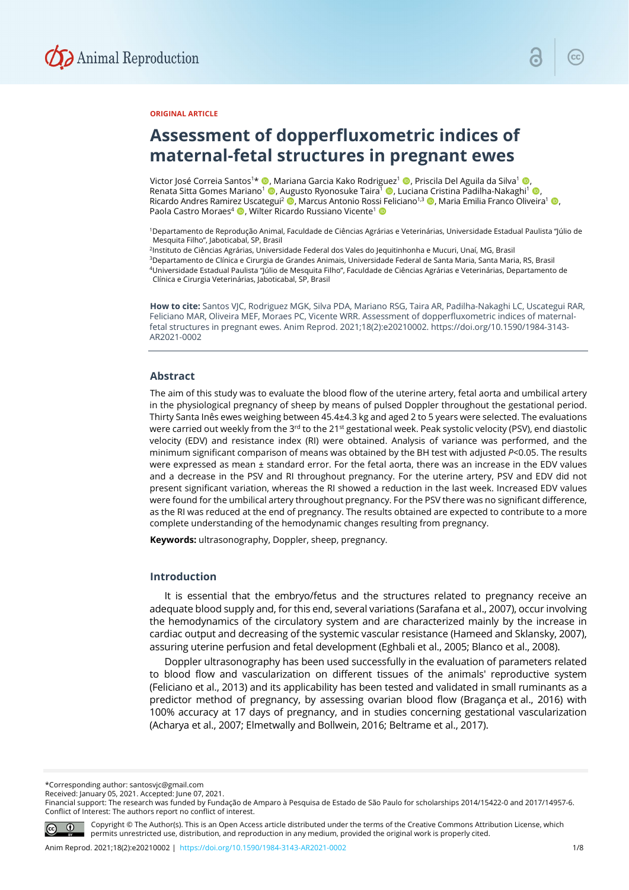ORIGINAL ARTICLE

# Assessment of dopperfluxometric indices of maternal-fetal structures in pregnant ewes

Victor José Correia Santos[1]*, Mariana Garcia Kako Rodriguez[1], Priscila Del Aguila da Silva[1], Renata Sitta Gomes Mariano[1], Augusto Ryonosuke Taira[1], Luciana Cristina Padilha-Nakaghi[1], Ricardo Andres Ramirez Uscategui[2], Marcus Antonio Rossi Feliciano[1,3], Maria Emilia Franco Oliveira[1], Paola Castro Moraes[4], Wilter Ricardo Russiano Vicente[1]

[1]Departamento de Reprodução Animal, Faculdade de Ciências Agrárias e Veterinárias, Universidade Estadual Paulista "Júlio de Mesquita Filho", Jaboticabal, SP, Brasil
[2]Instituto de Ciências Agrárias, Universidade Federal dos Vales do Jequitinhonha e Mucuri, Unaí, MG, Brasil
[3]Departamento de Clínica e Cirurgia de Grandes Animais, Universidade Federal de Santa Maria, Santa Maria, RS, Brasil
[4]Universidade Estadual Paulista "Júlio de Mesquita Filho", Faculdade de Ciências Agrárias e Veterinárias, Departamento de Clínica e Cirurgia Veterinárias, Jaboticabal, SP, Brasil

**How to cite:** Santos VJC, Rodriguez MGK, Silva PDA, Mariano RSG, Taira AR, Padilha-Nakaghi LC, Uscategui RAR, Feliciano MAR, Oliveira MEF, Moraes PC, Vicente WRR. Assessment of dopperfluxometric indices of maternal-fetal structures in pregnant ewes. Anim Reprod. 2021;18(2):e20210002. https://doi.org/10.1590/1984-3143-AR2021-0002

## Abstract

The aim of this study was to evaluate the blood flow of the uterine artery, fetal aorta and umbilical artery in the physiological pregnancy of sheep by means of pulsed Doppler throughout the gestational period. Thirty Santa Inês ewes weighing between 45.4±4.3 kg and aged 2 to 5 years were selected. The evaluations were carried out weekly from the 3rd to the 21st gestational week. Peak systolic velocity (PSV), end diastolic velocity (EDV) and resistance index (RI) were obtained. Analysis of variance was performed, and the minimum significant comparison of means was obtained by the BH test with adjusted $P<0.05$. The results were expressed as mean ± standard error. For the fetal aorta, there was an increase in the EDV values and a decrease in the PSV and RI throughout pregnancy. For the uterine artery, PSV and EDV did not present significant variation, whereas the RI showed a reduction in the last week. Increased EDV values were found for the umbilical artery throughout pregnancy. For the PSV there was no significant difference, as the RI was reduced at the end of pregnancy. The results obtained are expected to contribute to a more complete understanding of the hemodynamic changes resulting from pregnancy.

**Keywords:** ultrasonography, Doppler, sheep, pregnancy.

## Introduction

It is essential that the embryo/fetus and the structures related to pregnancy receive an adequate blood supply and, for this end, several variations (Sarafana et al., 2007), occur involving the hemodynamics of the circulatory system and are characterized mainly by the increase in cardiac output and decreasing of the systemic vascular resistance (Hameed and Sklansky, 2007), assuring uterine perfusion and fetal development (Eghbali et al., 2005; Blanco et al., 2008).

Doppler ultrasonography has been used successfully in the evaluation of parameters related to blood flow and vascularization on different tissues of the animals' reproductive system (Feliciano et al., 2013) and its applicability has been tested and validated in small ruminants as a predictor method of pregnancy, by assessing ovarian blood flow (Bragança et al., 2016) with 100% accuracy at 17 days of pregnancy, and in studies concerning gestational vascularization (Acharya et al., 2007; Elmetwally and Bollwein, 2016; Beltrame et al., 2017).

*Corresponding author: santosvjc@gmail.com
Received: January 05, 2021. Accepted: June 07, 2021.
Financial support: The research was funded by Fundação de Amparo à Pesquisa de Estado de São Paulo for scholarships 2014/15422-0 and 2017/14957-6.
Conflict of Interest: The authors report no conflict of interest.

Copyright © The Author(s). This is an Open Access article distributed under the terms of the Creative Commons Attribution License, which permits unrestricted use, distribution, and reproduction in any medium, provided the original work is properly cited.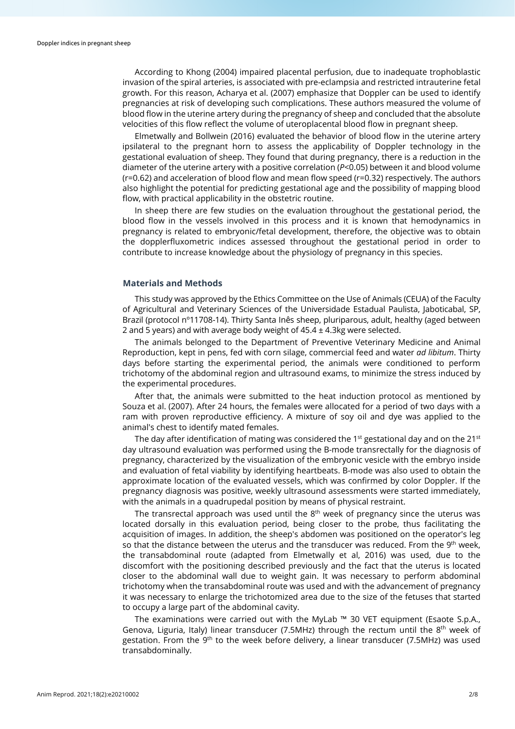According to Khong (2004) impaired placental perfusion, due to inadequate trophoblastic invasion of the spiral arteries, is associated with pre-eclampsia and restricted intrauterine fetal growth. For this reason, Acharya et al. (2007) emphasize that Doppler can be used to identify pregnancies at risk of developing such complications. These authors measured the volume of blood flow in the uterine artery during the pregnancy of sheep and concluded that the absolute velocities of this flow reflect the volume of uteroplacental blood flow in pregnant sheep.

Elmetwally and Bollwein (2016) evaluated the behavior of blood flow in the uterine artery ipsilateral to the pregnant horn to assess the applicability of Doppler technology in the gestational evaluation of sheep. They found that during pregnancy, there is a reduction in the diameter of the uterine artery with a positive correlation ($P<0.05$) between it and blood volume ($r=0.62$) and acceleration of blood flow and mean flow speed ($r=0.32$) respectively. The authors also highlight the potential for predicting gestational age and the possibility of mapping blood flow, with practical applicability in the obstetric routine.

In sheep there are few studies on the evaluation throughout the gestational period, the blood flow in the vessels involved in this process and it is known that hemodynamics in pregnancy is related to embryonic/fetal development, therefore, the objective was to obtain the dopplerfluxometric indices assessed throughout the gestational period in order to contribute to increase knowledge about the physiology of pregnancy in this species.

## Materials and Methods

This study was approved by the Ethics Committee on the Use of Animals (CEUA) of the Faculty of Agricultural and Veterinary Sciences of the Universidade Estadual Paulista, Jaboticabal, SP, Brazil (protocol nº11708-14). Thirty Santa Inês sheep, pluriparous, adult, healthy (aged between 2 and 5 years) and with average body weight of 45.4 ± 4.3kg were selected.

The animals belonged to the Department of Preventive Veterinary Medicine and Animal Reproduction, kept in pens, fed with corn silage, commercial feed and water *ad libitum*. Thirty days before starting the experimental period, the animals were conditioned to perform trichotomy of the abdominal region and ultrasound exams, to minimize the stress induced by the experimental procedures.

After that, the animals were submitted to the heat induction protocol as mentioned by Souza et al. (2007). After 24 hours, the females were allocated for a period of two days with a ram with proven reproductive efficiency. A mixture of soy oil and dye was applied to the animal's chest to identify mated females.

The day after identification of mating was considered the 1st gestational day and on the 21st day ultrasound evaluation was performed using the B-mode transrectally for the diagnosis of pregnancy, characterized by the visualization of the embryonic vesicle with the embryo inside and evaluation of fetal viability by identifying heartbeats. B-mode was also used to obtain the approximate location of the evaluated vessels, which was confirmed by color Doppler. If the pregnancy diagnosis was positive, weekly ultrasound assessments were started immediately, with the animals in a quadrupedal position by means of physical restraint.

The transrectal approach was used until the 8th week of pregnancy since the uterus was located dorsally in this evaluation period, being closer to the probe, thus facilitating the acquisition of images. In addition, the sheep's abdomen was positioned on the operator's leg so that the distance between the uterus and the transducer was reduced. From the 9th week, the transabdominal route (adapted from Elmetwally et al, 2016) was used, due to the discomfort with the positioning described previously and the fact that the uterus is located closer to the abdominal wall due to weight gain. It was necessary to perform abdominal trichotomy when the transabdominal route was used and with the advancement of pregnancy it was necessary to enlarge the trichotomized area due to the size of the fetuses that started to occupy a large part of the abdominal cavity.

The examinations were carried out with the MyLab ™ 30 VET equipment (Esaote S.p.A., Genova, Liguria, Italy) linear transducer (7.5MHz) through the rectum until the 8th week of gestation. From the 9th to the week before delivery, a linear transducer (7.5MHz) was used transabdominally.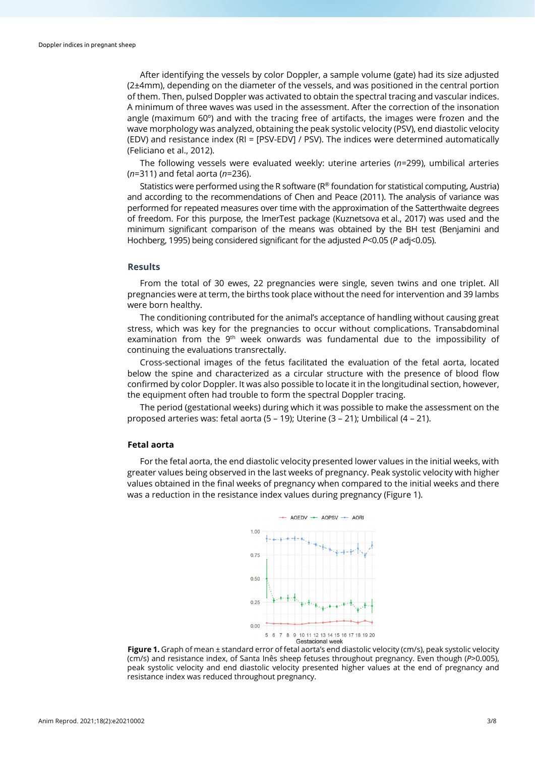After identifying the vessels by color Doppler, a sample volume (gate) had its size adjusted (2±4mm), depending on the diameter of the vessels, and was positioned in the central portion of them. Then, pulsed Doppler was activated to obtain the spectral tracing and vascular indices. A minimum of three waves was used in the assessment. After the correction of the insonation angle (maximum 60º) and with the tracing free of artifacts, the images were frozen and the wave morphology was analyzed, obtaining the peak systolic velocity (PSV), end diastolic velocity (EDV) and resistance index (RI = [PSV-EDV] / PSV). The indices were determined automatically (Feliciano et al., 2012).

The following vessels were evaluated weekly: uterine arteries (*n*=299), umbilical arteries (*n*=311) and fetal aorta (*n*=236).

Statistics were performed using the R software (R® foundation for statistical computing, Austria) and according to the recommendations of Chen and Peace (2011). The analysis of variance was performed for repeated measures over time with the approximation of the Satterthwaite degrees of freedom. For this purpose, the lmerTest package (Kuznetsova et al., 2017) was used and the minimum significant comparison of the means was obtained by the BH test (Benjamini and Hochberg, 1995) being considered significant for the adjusted $P<0.05$ ($P$ adj<0.05).

## Results

From the total of 30 ewes, 22 pregnancies were single, seven twins and one triplet. All pregnancies were at term, the births took place without the need for intervention and 39 lambs were born healthy.

The conditioning contributed for the animal's acceptance of handling without causing great stress, which was key for the pregnancies to occur without complications. Transabdominal examination from the 9th week onwards was fundamental due to the impossibility of continuing the evaluations transrectally.

Cross-sectional images of the fetus facilitated the evaluation of the fetal aorta, located below the spine and characterized as a circular structure with the presence of blood flow confirmed by color Doppler. It was also possible to locate it in the longitudinal section, however, the equipment often had trouble to form the spectral Doppler tracing.

The period (gestational weeks) during which it was possible to make the assessment on the proposed arteries was: fetal aorta (5 – 19); Uterine (3 – 21); Umbilical (4 – 21).

### Fetal aorta

For the fetal aorta, the end diastolic velocity presented lower values in the initial weeks, with greater values being observed in the last weeks of pregnancy. Peak systolic velocity with higher values obtained in the final weeks of pregnancy when compared to the initial weeks and there was a reduction in the resistance index values during pregnancy (Figure 1).

**Figure 1.** Graph of mean ± standard error of fetal aorta's end diastolic velocity (cm/s), peak systolic velocity (cm/s) and resistance index, of Santa Inês sheep fetuses throughout pregnancy. Even though ($P>0.005$), peak systolic velocity and end diastolic velocity presented higher values at the end of pregnancy and resistance index was reduced throughout pregnancy.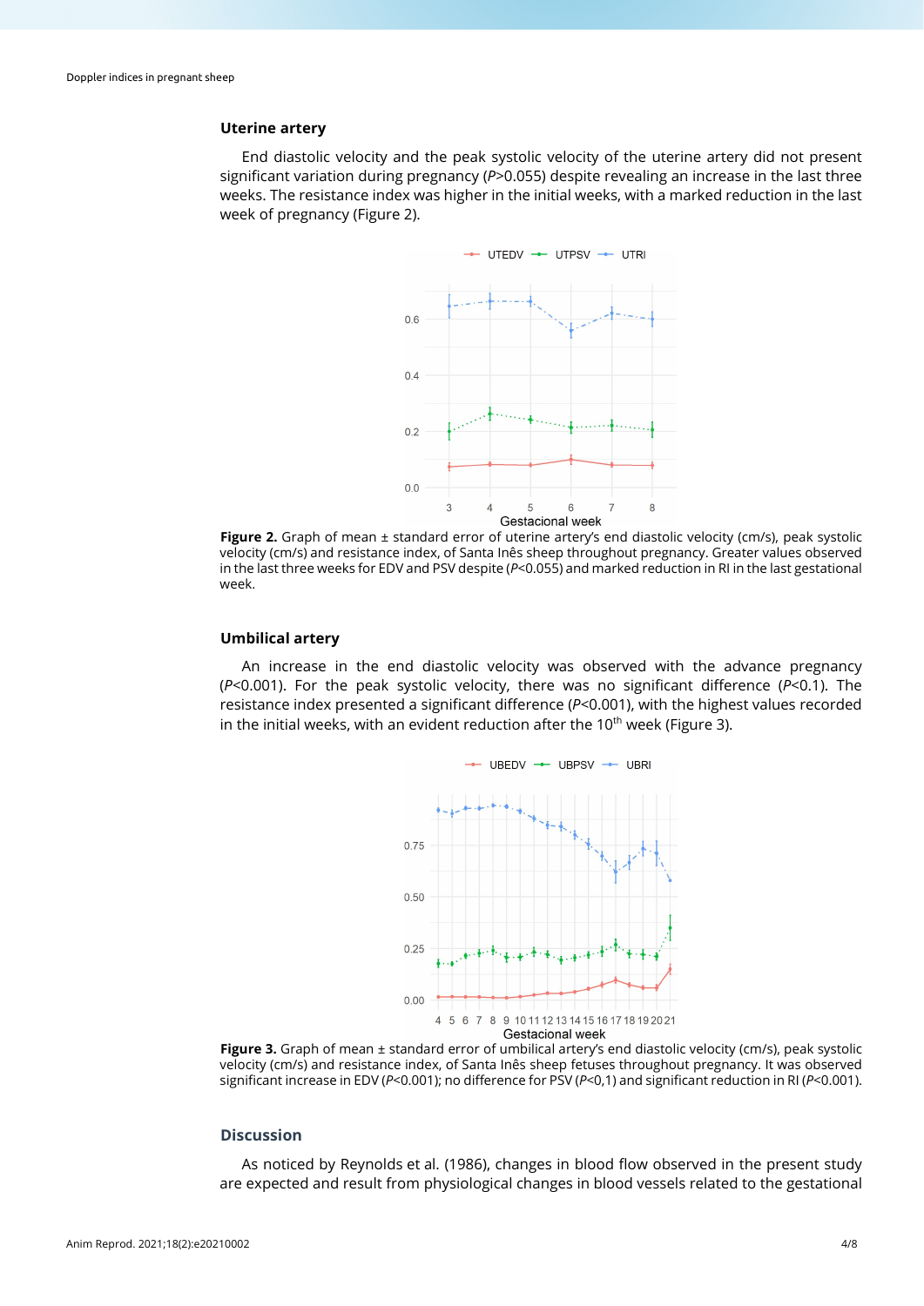### Uterine artery

End diastolic velocity and the peak systolic velocity of the uterine artery did not present significant variation during pregnancy (*P*>0.055) despite revealing an increase in the last three weeks. The resistance index was higher in the initial weeks, with a marked reduction in the last week of pregnancy (Figure 2).

**Figure 2.** Graph of mean ± standard error of uterine artery's end diastolic velocity (cm/s), peak systolic velocity (cm/s) and resistance index, of Santa Inês sheep throughout pregnancy. Greater values observed in the last three weeks for EDV and PSV despite (*P*<0.055) and marked reduction in RI in the last gestational week.

### Umbilical artery

An increase in the end diastolic velocity was observed with the advance pregnancy (*P*<0.001). For the peak systolic velocity, there was no significant difference (*P*<0.1). The resistance index presented a significant difference (*P*<0.001), with the highest values recorded in the initial weeks, with an evident reduction after the 10th week (Figure 3).

**Figure 3.** Graph of mean ± standard error of umbilical artery's end diastolic velocity (cm/s), peak systolic velocity (cm/s) and resistance index, of Santa Inês sheep fetuses throughout pregnancy. It was observed significant increase in EDV (*P*<0.001); no difference for PSV (*P*<0,1) and significant reduction in RI (*P*<0.001).

## Discussion

As noticed by Reynolds et al. (1986), changes in blood flow observed in the present study are expected and result from physiological changes in blood vessels related to the gestational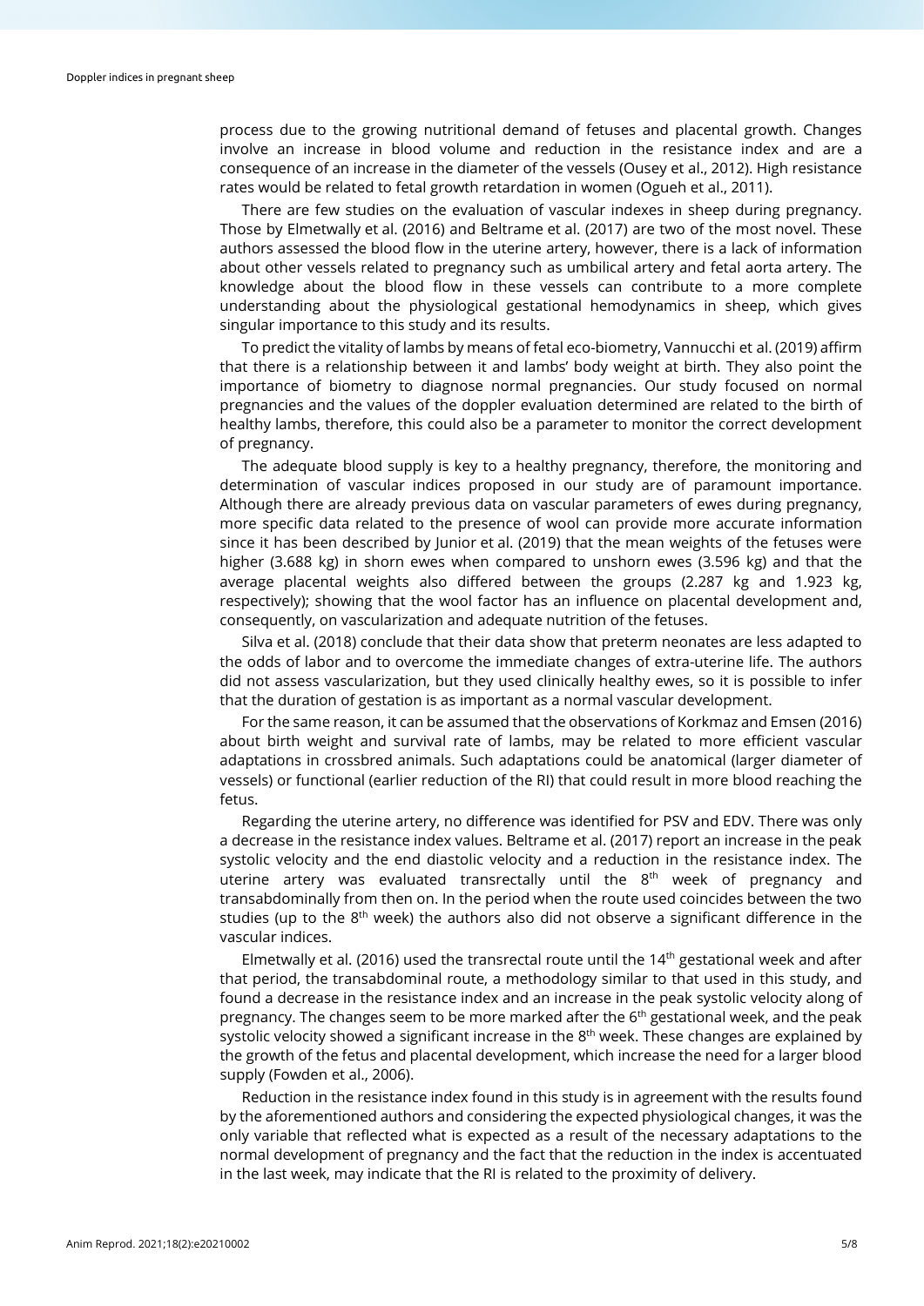process due to the growing nutritional demand of fetuses and placental growth. Changes involve an increase in blood volume and reduction in the resistance index and are a consequence of an increase in the diameter of the vessels (Ousey et al., 2012). High resistance rates would be related to fetal growth retardation in women (Ogueh et al., 2011).

There are few studies on the evaluation of vascular indexes in sheep during pregnancy. Those by Elmetwally et al. (2016) and Beltrame et al. (2017) are two of the most novel. These authors assessed the blood flow in the uterine artery, however, there is a lack of information about other vessels related to pregnancy such as umbilical artery and fetal aorta artery. The knowledge about the blood flow in these vessels can contribute to a more complete understanding about the physiological gestational hemodynamics in sheep, which gives singular importance to this study and its results.

To predict the vitality of lambs by means of fetal eco-biometry, Vannucchi et al. (2019) affirm that there is a relationship between it and lambs' body weight at birth. They also point the importance of biometry to diagnose normal pregnancies. Our study focused on normal pregnancies and the values of the doppler evaluation determined are related to the birth of healthy lambs, therefore, this could also be a parameter to monitor the correct development of pregnancy.

The adequate blood supply is key to a healthy pregnancy, therefore, the monitoring and determination of vascular indices proposed in our study are of paramount importance. Although there are already previous data on vascular parameters of ewes during pregnancy, more specific data related to the presence of wool can provide more accurate information since it has been described by Junior et al. (2019) that the mean weights of the fetuses were higher (3.688 kg) in shorn ewes when compared to unshorn ewes (3.596 kg) and that the average placental weights also differed between the groups (2.287 kg and 1.923 kg, respectively); showing that the wool factor has an influence on placental development and, consequently, on vascularization and adequate nutrition of the fetuses.

Silva et al. (2018) conclude that their data show that preterm neonates are less adapted to the odds of labor and to overcome the immediate changes of extra-uterine life. The authors did not assess vascularization, but they used clinically healthy ewes, so it is possible to infer that the duration of gestation is as important as a normal vascular development.

For the same reason, it can be assumed that the observations of Korkmaz and Emsen (2016) about birth weight and survival rate of lambs, may be related to more efficient vascular adaptations in crossbred animals. Such adaptations could be anatomical (larger diameter of vessels) or functional (earlier reduction of the RI) that could result in more blood reaching the fetus.

Regarding the uterine artery, no difference was identified for PSV and EDV. There was only a decrease in the resistance index values. Beltrame et al. (2017) report an increase in the peak systolic velocity and the end diastolic velocity and a reduction in the resistance index. The uterine artery was evaluated transrectally until the 8th week of pregnancy and transabdominally from then on. In the period when the route used coincides between the two studies (up to the 8th week) the authors also did not observe a significant difference in the vascular indices.

Elmetwally et al. (2016) used the transrectal route until the 14th gestational week and after that period, the transabdominal route, a methodology similar to that used in this study, and found a decrease in the resistance index and an increase in the peak systolic velocity along of pregnancy. The changes seem to be more marked after the 6th gestational week, and the peak systolic velocity showed a significant increase in the 8th week. These changes are explained by the growth of the fetus and placental development, which increase the need for a larger blood supply (Fowden et al., 2006).

Reduction in the resistance index found in this study is in agreement with the results found by the aforementioned authors and considering the expected physiological changes, it was the only variable that reflected what is expected as a result of the necessary adaptations to the normal development of pregnancy and the fact that the reduction in the index is accentuated in the last week, may indicate that the RI is related to the proximity of delivery.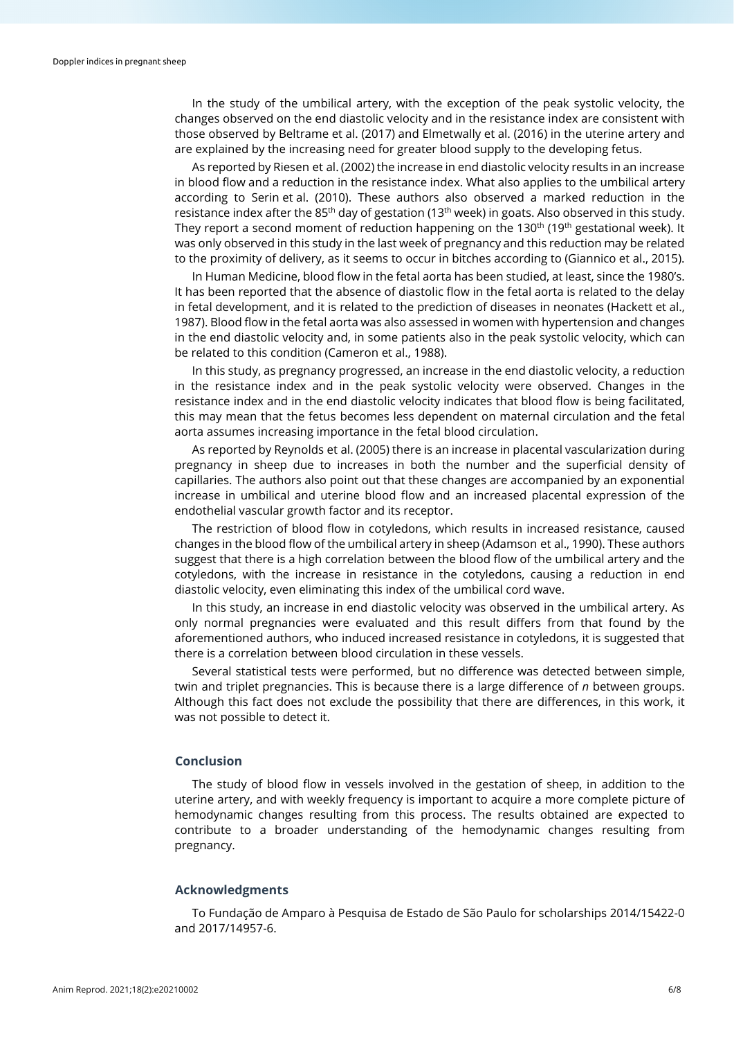In the study of the umbilical artery, with the exception of the peak systolic velocity, the changes observed on the end diastolic velocity and in the resistance index are consistent with those observed by Beltrame et al. (2017) and Elmetwally et al. (2016) in the uterine artery and are explained by the increasing need for greater blood supply to the developing fetus.

As reported by Riesen et al. (2002) the increase in end diastolic velocity results in an increase in blood flow and a reduction in the resistance index. What also applies to the umbilical artery according to Serin et al. (2010). These authors also observed a marked reduction in the resistance index after the 85$^{th}$ day of gestation (13$^{th}$ week) in goats. Also observed in this study. They report a second moment of reduction happening on the 130$^{th}$ (19$^{th}$ gestational week). It was only observed in this study in the last week of pregnancy and this reduction may be related to the proximity of delivery, as it seems to occur in bitches according to (Giannico et al., 2015).

In Human Medicine, blood flow in the fetal aorta has been studied, at least, since the 1980's. It has been reported that the absence of diastolic flow in the fetal aorta is related to the delay in fetal development, and it is related to the prediction of diseases in neonates (Hackett et al., 1987). Blood flow in the fetal aorta was also assessed in women with hypertension and changes in the end diastolic velocity and, in some patients also in the peak systolic velocity, which can be related to this condition (Cameron et al., 1988).

In this study, as pregnancy progressed, an increase in the end diastolic velocity, a reduction in the resistance index and in the peak systolic velocity were observed. Changes in the resistance index and in the end diastolic velocity indicates that blood flow is being facilitated, this may mean that the fetus becomes less dependent on maternal circulation and the fetal aorta assumes increasing importance in the fetal blood circulation.

As reported by Reynolds et al. (2005) there is an increase in placental vascularization during pregnancy in sheep due to increases in both the number and the superficial density of capillaries. The authors also point out that these changes are accompanied by an exponential increase in umbilical and uterine blood flow and an increased placental expression of the endothelial vascular growth factor and its receptor.

The restriction of blood flow in cotyledons, which results in increased resistance, caused changes in the blood flow of the umbilical artery in sheep (Adamson et al., 1990). These authors suggest that there is a high correlation between the blood flow of the umbilical artery and the cotyledons, with the increase in resistance in the cotyledons, causing a reduction in end diastolic velocity, even eliminating this index of the umbilical cord wave.

In this study, an increase in end diastolic velocity was observed in the umbilical artery. As only normal pregnancies were evaluated and this result differs from that found by the aforementioned authors, who induced increased resistance in cotyledons, it is suggested that there is a correlation between blood circulation in these vessels.

Several statistical tests were performed, but no difference was detected between simple, twin and triplet pregnancies. This is because there is a large difference of *n* between groups. Although this fact does not exclude the possibility that there are differences, in this work, it was not possible to detect it.

## Conclusion

The study of blood flow in vessels involved in the gestation of sheep, in addition to the uterine artery, and with weekly frequency is important to acquire a more complete picture of hemodynamic changes resulting from this process. The results obtained are expected to contribute to a broader understanding of the hemodynamic changes resulting from pregnancy.

## Acknowledgments

To Fundação de Amparo à Pesquisa de Estado de São Paulo for scholarships 2014/15422-0 and 2017/14957-6.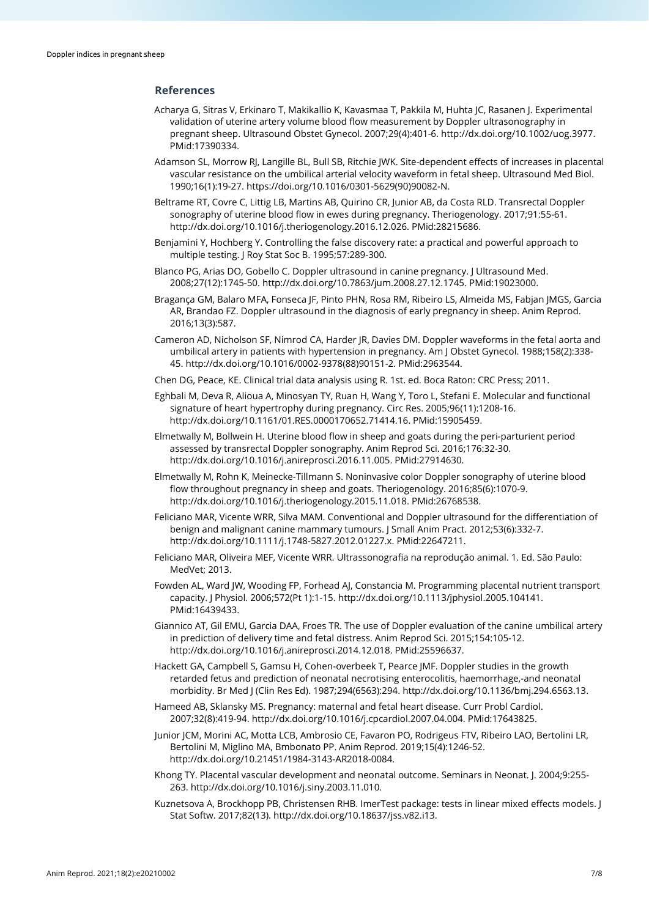## References

Acharya G, Sitras V, Erkinaro T, Makikallio K, Kavasmaa T, Pakkila M, Huhta JC, Rasanen J. Experimental validation of uterine artery volume blood flow measurement by Doppler ultrasonography in pregnant sheep. Ultrasound Obstet Gynecol. 2007;29(4):401-6. http://dx.doi.org/10.1002/uog.3977. PMid:17390334.

Adamson SL, Morrow RJ, Langille BL, Bull SB, Ritchie JWK. Site-dependent effects of increases in placental vascular resistance on the umbilical arterial velocity waveform in fetal sheep. Ultrasound Med Biol. 1990;16(1):19-27. https://doi.org/10.1016/0301-5629(90)90082-N.

Beltrame RT, Covre C, Littig LB, Martins AB, Quirino CR, Junior AB, da Costa RLD. Transrectal Doppler sonography of uterine blood flow in ewes during pregnancy. Theriogenology. 2017;91:55-61. http://dx.doi.org/10.1016/j.theriogenology.2016.12.026. PMid:28215686.

Benjamini Y, Hochberg Y. Controlling the false discovery rate: a practical and powerful approach to multiple testing. J Roy Stat Soc B. 1995;57:289-300.

Blanco PG, Arias DO, Gobello C. Doppler ultrasound in canine pregnancy. J Ultrasound Med. 2008;27(12):1745-50. http://dx.doi.org/10.7863/jum.2008.27.12.1745. PMid:19023000.

Bragança GM, Balaro MFA, Fonseca JF, Pinto PHN, Rosa RM, Ribeiro LS, Almeida MS, Fabjan JMGS, Garcia AR, Brandao FZ. Doppler ultrasound in the diagnosis of early pregnancy in sheep. Anim Reprod. 2016;13(3):587.

Cameron AD, Nicholson SF, Nimrod CA, Harder JR, Davies DM. Doppler waveforms in the fetal aorta and umbilical artery in patients with hypertension in pregnancy. Am J Obstet Gynecol. 1988;158(2):338-45. http://dx.doi.org/10.1016/0002-9378(88)90151-2. PMid:2963544.

Chen DG, Peace, KE. Clinical trial data analysis using R. 1st. ed. Boca Raton: CRC Press; 2011.

Eghbali M, Deva R, Alioua A, Minosyan TY, Ruan H, Wang Y, Toro L, Stefani E. Molecular and functional signature of heart hypertrophy during pregnancy. Circ Res. 2005;96(11):1208-16. http://dx.doi.org/10.1161/01.RES.0000170652.71414.16. PMid:15905459.

Elmetwally M, Bollwein H. Uterine blood flow in sheep and goats during the peri-parturient period assessed by transrectal Doppler sonography. Anim Reprod Sci. 2016;176:32-30. http://dx.doi.org/10.1016/j.anireprosci.2016.11.005. PMid:27914630.

Elmetwally M, Rohn K, Meinecke-Tillmann S. Noninvasive color Doppler sonography of uterine blood flow throughout pregnancy in sheep and goats. Theriogenology. 2016;85(6):1070-9. http://dx.doi.org/10.1016/j.theriogenology.2015.11.018. PMid:26768538.

Feliciano MAR, Vicente WRR, Silva MAM. Conventional and Doppler ultrasound for the differentiation of benign and malignant canine mammary tumours. J Small Anim Pract. 2012;53(6):332-7. http://dx.doi.org/10.1111/j.1748-5827.2012.01227.x. PMid:22647211.

Feliciano MAR, Oliveira MEF, Vicente WRR. Ultrassonografia na reprodução animal. 1. Ed. São Paulo: MedVet; 2013.

Fowden AL, Ward JW, Wooding FP, Forhead AJ, Constancia M. Programming placental nutrient transport capacity. J Physiol. 2006;572(Pt 1):1-15. http://dx.doi.org/10.1113/jphysiol.2005.104141. PMid:16439433.

Giannico AT, Gil EMU, Garcia DAA, Froes TR. The use of Doppler evaluation of the canine umbilical artery in prediction of delivery time and fetal distress. Anim Reprod Sci. 2015;154:105-12. http://dx.doi.org/10.1016/j.anireprosci.2014.12.018. PMid:25596637.

Hackett GA, Campbell S, Gamsu H, Cohen-overbeek T, Pearce JMF. Doppler studies in the growth retarded fetus and prediction of neonatal necrotising enterocolitis, haemorrhage,-and neonatal morbidity. Br Med J (Clin Res Ed). 1987;294(6563):294. http://dx.doi.org/10.1136/bmj.294.6563.13.

Hameed AB, Sklansky MS. Pregnancy: maternal and fetal heart disease. Curr Probl Cardiol. 2007;32(8):419-94. http://dx.doi.org/10.1016/j.cpcardiol.2007.04.004. PMid:17643825.

Junior JCM, Morini AC, Motta LCB, Ambrosio CE, Favaron PO, Rodrigeus FTV, Ribeiro LAO, Bertolini LR, Bertolini M, Miglino MA, Bmbonato PP. Anim Reprod. 2019;15(4):1246-52. http://dx.doi.org/10.21451/1984-3143-AR2018-0084.

Khong TY. Placental vascular development and neonatal outcome. Seminars in Neonat. J. 2004;9:255-263. http://dx.doi.org/10.1016/j.siny.2003.11.010.

Kuznetsova A, Brockhopp PB, Christensen RHB. lmerTest package: tests in linear mixed effects models. J Stat Softw. 2017;82(13). http://dx.doi.org/10.18637/jss.v82.i13.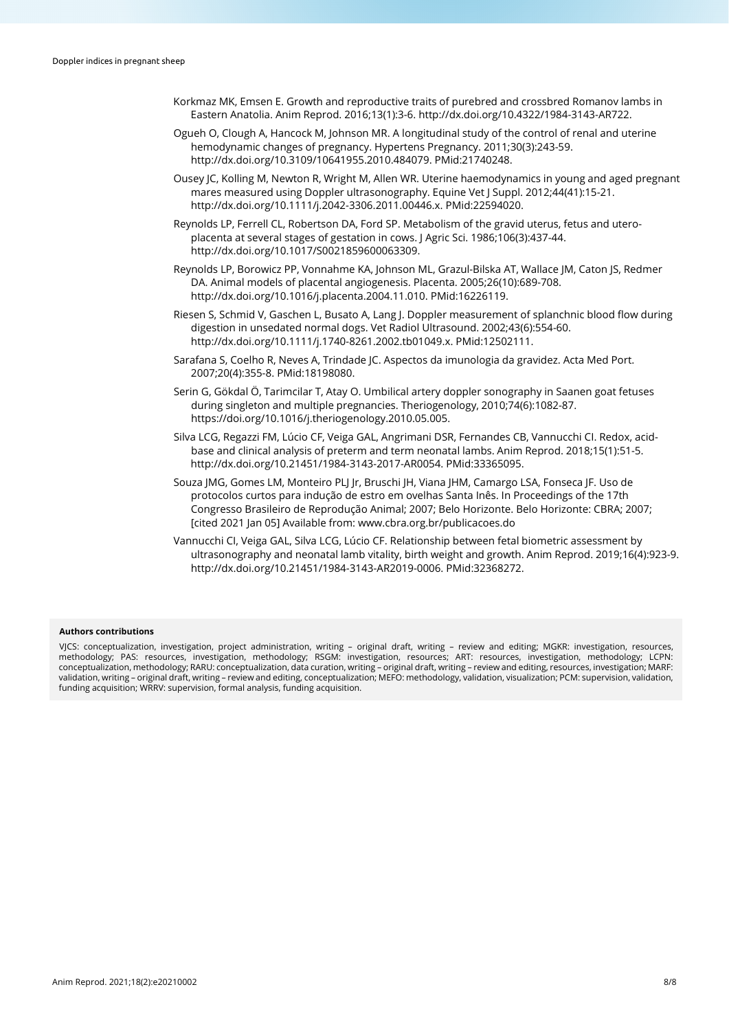Korkmaz MK, Emsen E. Growth and reproductive traits of purebred and crossbred Romanov lambs in Eastern Anatolia. Anim Reprod. 2016;13(1):3-6. http://dx.doi.org/10.4322/1984-3143-AR722.

Ogueh O, Clough A, Hancock M, Johnson MR. A longitudinal study of the control of renal and uterine hemodynamic changes of pregnancy. Hypertens Pregnancy. 2011;30(3):243-59. http://dx.doi.org/10.3109/10641955.2010.484079. PMid:21740248.

Ousey JC, Kolling M, Newton R, Wright M, Allen WR. Uterine haemodynamics in young and aged pregnant mares measured using Doppler ultrasonography. Equine Vet J Suppl. 2012;44(41):15-21. http://dx.doi.org/10.1111/j.2042-3306.2011.00446.x. PMid:22594020.

Reynolds LP, Ferrell CL, Robertson DA, Ford SP. Metabolism of the gravid uterus, fetus and utero-placenta at several stages of gestation in cows. J Agric Sci. 1986;106(3):437-44. http://dx.doi.org/10.1017/S0021859600063309.

Reynolds LP, Borowicz PP, Vonnahme KA, Johnson ML, Grazul-Bilska AT, Wallace JM, Caton JS, Redmer DA. Animal models of placental angiogenesis. Placenta. 2005;26(10):689-708. http://dx.doi.org/10.1016/j.placenta.2004.11.010. PMid:16226119.

Riesen S, Schmid V, Gaschen L, Busato A, Lang J. Doppler measurement of splanchnic blood flow during digestion in unsedated normal dogs. Vet Radiol Ultrasound. 2002;43(6):554-60. http://dx.doi.org/10.1111/j.1740-8261.2002.tb01049.x. PMid:12502111.

Sarafana S, Coelho R, Neves A, Trindade JC. Aspectos da imunologia da gravidez. Acta Med Port. 2007;20(4):355-8. PMid:18198080.

Serin G, Gökdal Ö, Tarimcilar T, Atay O. Umbilical artery doppler sonography in Saanen goat fetuses during singleton and multiple pregnancies. Theriogenology, 2010;74(6):1082-87. https://doi.org/10.1016/j.theriogenology.2010.05.005.

Silva LCG, Regazzi FM, Lúcio CF, Veiga GAL, Angrimani DSR, Fernandes CB, Vannucchi CI. Redox, acid-base and clinical analysis of preterm and term neonatal lambs. Anim Reprod. 2018;15(1):51-5. http://dx.doi.org/10.21451/1984-3143-2017-AR0054. PMid:33365095.

Souza JMG, Gomes LM, Monteiro PLJ Jr, Bruschi JH, Viana JHM, Camargo LSA, Fonseca JF. Uso de protocolos curtos para indução de estro em ovelhas Santa Inês. In Proceedings of the 17th Congresso Brasileiro de Reprodução Animal; 2007; Belo Horizonte. Belo Horizonte: CBRA; 2007; [cited 2021 Jan 05] Available from: www.cbra.org.br/publicacoes.do

Vannucchi CI, Veiga GAL, Silva LCG, Lúcio CF. Relationship between fetal biometric assessment by ultrasonography and neonatal lamb vitality, birth weight and growth. Anim Reprod. 2019;16(4):923-9. http://dx.doi.org/10.21451/1984-3143-AR2019-0006. PMid:32368272.

**Authors contributions**

VJCS: conceptualization, investigation, project administration, writing – original draft, writing – review and editing; MGKR: investigation, resources, methodology; PAS: resources, investigation, methodology; RSGM: investigation, resources; ART: resources, investigation, methodology; LCPN: conceptualization, methodology; RARU: conceptualization, data curation, writing – original draft, writing – review and editing, resources, investigation; MARF: validation, writing – original draft, writing – review and editing, conceptualization; MEFO: methodology, validation, visualization; PCM: supervision, validation, funding acquisition; WRRV: supervision, formal analysis, funding acquisition.